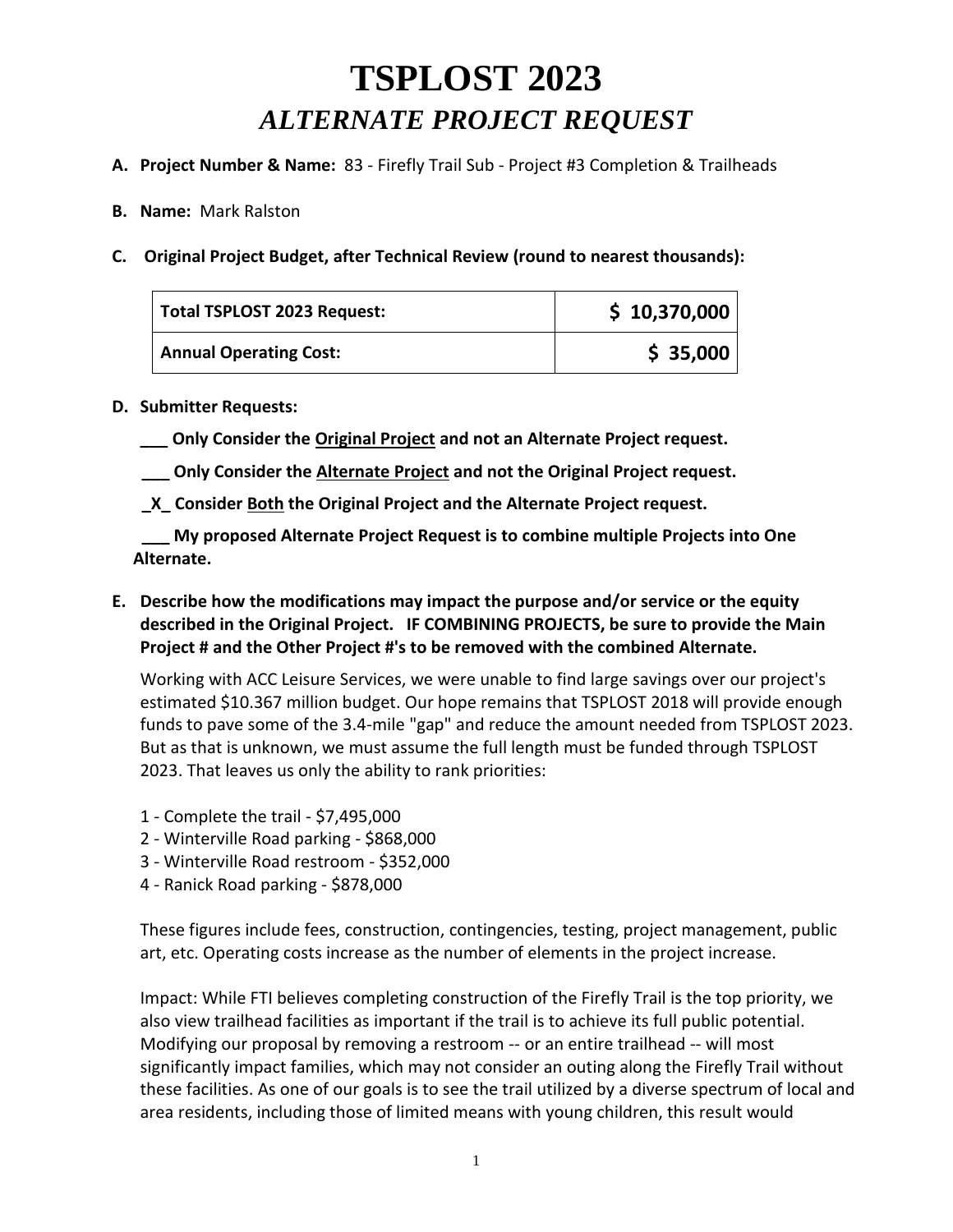# TSPLOST 2023

## *ALTERNATE PROJECT REQUEST*

**A. Project Number & Name:** 83 - Firefly Trail Sub - Project #3 Completion & Trailheads

**B. Name:** Mark Ralston

**C. Original Project Budget, after Technical Review (round to nearest thousands):**

| Total TSPLOST 2023 Request: | $ 10,370,000 |
|---|---|
| Annual Operating Cost: | $ 35,000 |

**D. Submitter Requests:**

**___ Only Consider the Original Project and not an Alternate Project request.**

**___ Only Consider the Alternate Project and not the Original Project request.**

**_X_ Consider Both the Original Project and the Alternate Project request.**

**___ My proposed Alternate Project Request is to combine multiple Projects into One Alternate.**

**E. Describe how the modifications may impact the purpose and/or service or the equity described in the Original Project. IF COMBINING PROJECTS, be sure to provide the Main Project # and the Other Project #'s to be removed with the combined Alternate.**

Working with ACC Leisure Services, we were unable to find large savings over our project's estimated $10.367 million budget. Our hope remains that TSPLOST 2018 will provide enough funds to pave some of the 3.4-mile "gap" and reduce the amount needed from TSPLOST 2023. But as that is unknown, we must assume the full length must be funded through TSPLOST 2023. That leaves us only the ability to rank priorities:

1 - Complete the trail - $7,495,000
2 - Winterville Road parking - $868,000
3 - Winterville Road restroom - $352,000
4 - Ranick Road parking - $878,000

These figures include fees, construction, contingencies, testing, project management, public art, etc. Operating costs increase as the number of elements in the project increase.

Impact: While FTI believes completing construction of the Firefly Trail is the top priority, we also view trailhead facilities as important if the trail is to achieve its full public potential. Modifying our proposal by removing a restroom -- or an entire trailhead -- will most significantly impact families, which may not consider an outing along the Firefly Trail without these facilities. As one of our goals is to see the trail utilized by a diverse spectrum of local and area residents, including those of limited means with young children, this result would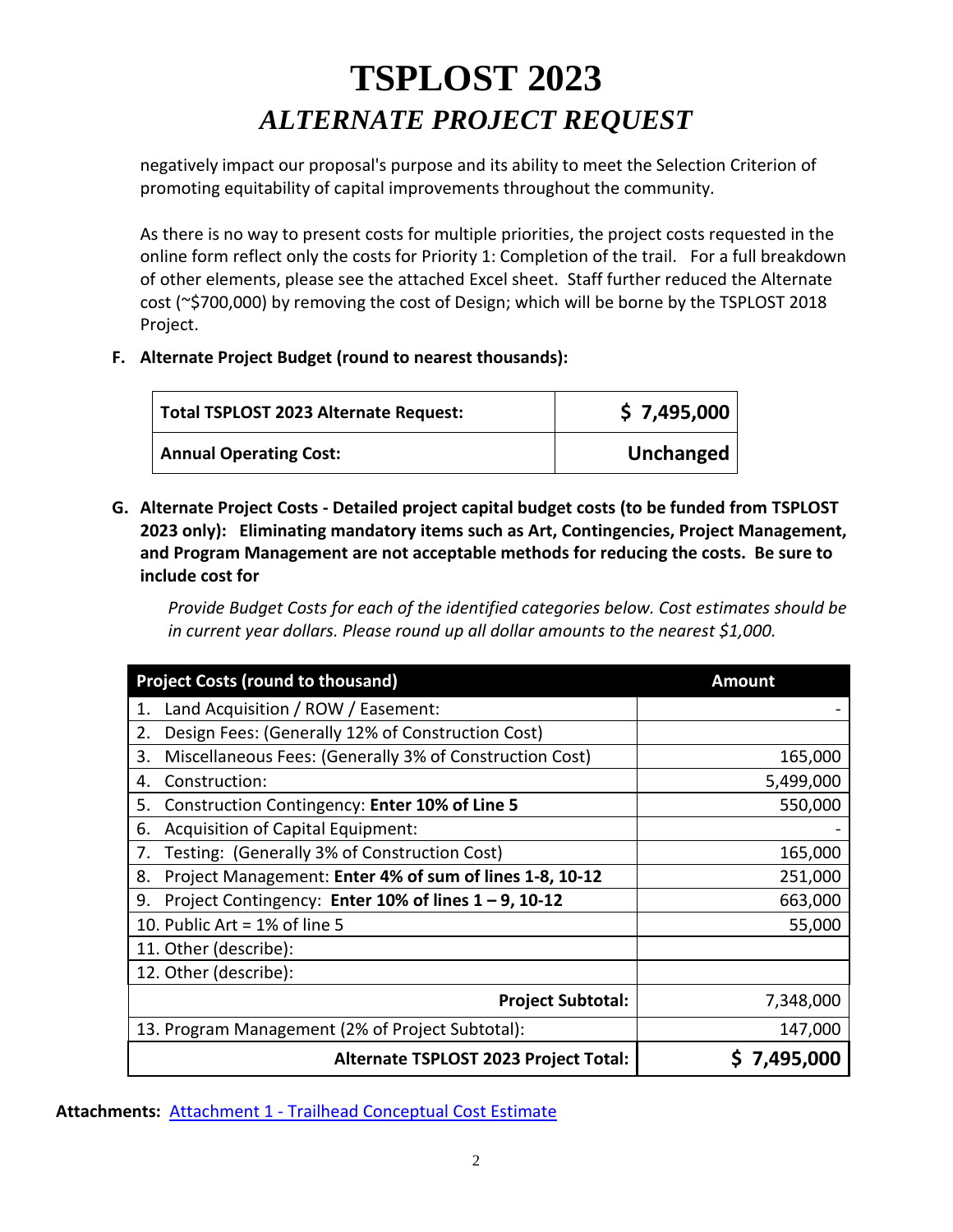# TSPLOST 2023

## *ALTERNATE PROJECT REQUEST*

negatively impact our proposal's purpose and its ability to meet the Selection Criterion of promoting equitability of capital improvements throughout the community.

As there is no way to present costs for multiple priorities, the project costs requested in the online form reflect only the costs for Priority 1: Completion of the trail. For a full breakdown of other elements, please see the attached Excel sheet. Staff further reduced the Alternate cost (~$700,000) by removing the cost of Design; which will be borne by the TSPLOST 2018 Project.

**F. Alternate Project Budget (round to nearest thousands):**

| | |
|---|---|
| **Total TSPLOST 2023 Alternate Request:** | **$ 7,495,000** |
| **Annual Operating Cost:** | **Unchanged** |

**G. Alternate Project Costs - Detailed project capital budget costs (to be funded from TSPLOST 2023 only): Eliminating mandatory items such as Art, Contingencies, Project Management, and Program Management are not acceptable methods for reducing the costs. Be sure to include cost for**

*Provide Budget Costs for each of the identified categories below. Cost estimates should be in current year dollars. Please round up all dollar amounts to the nearest $1,000.*

| Project Costs (round to thousand) | Amount |
|---|---|
| 1. Land Acquisition / ROW / Easement: | - |
| 2. Design Fees: (Generally 12% of Construction Cost) | |
| 3. Miscellaneous Fees: (Generally 3% of Construction Cost) | 165,000 |
| 4. Construction: | 5,499,000 |
| 5. Construction Contingency: **Enter 10% of Line 5** | 550,000 |
| 6. Acquisition of Capital Equipment: | - |
| 7. Testing: (Generally 3% of Construction Cost) | 165,000 |
| 8. Project Management: **Enter 4% of sum of lines 1-8, 10-12** | 251,000 |
| 9. Project Contingency: **Enter 10% of lines 1 – 9, 10-12** | 663,000 |
| 10. Public Art = 1% of line 5 | 55,000 |
| 11. Other (describe): | |
| 12. Other (describe): | |
| **Project Subtotal:** | 7,348,000 |
| 13. Program Management (2% of Project Subtotal): | 147,000 |
| **Alternate TSPLOST 2023 Project Total:** | **$ 7,495,000** |

**Attachments:** Attachment 1 - Trailhead Conceptual Cost Estimate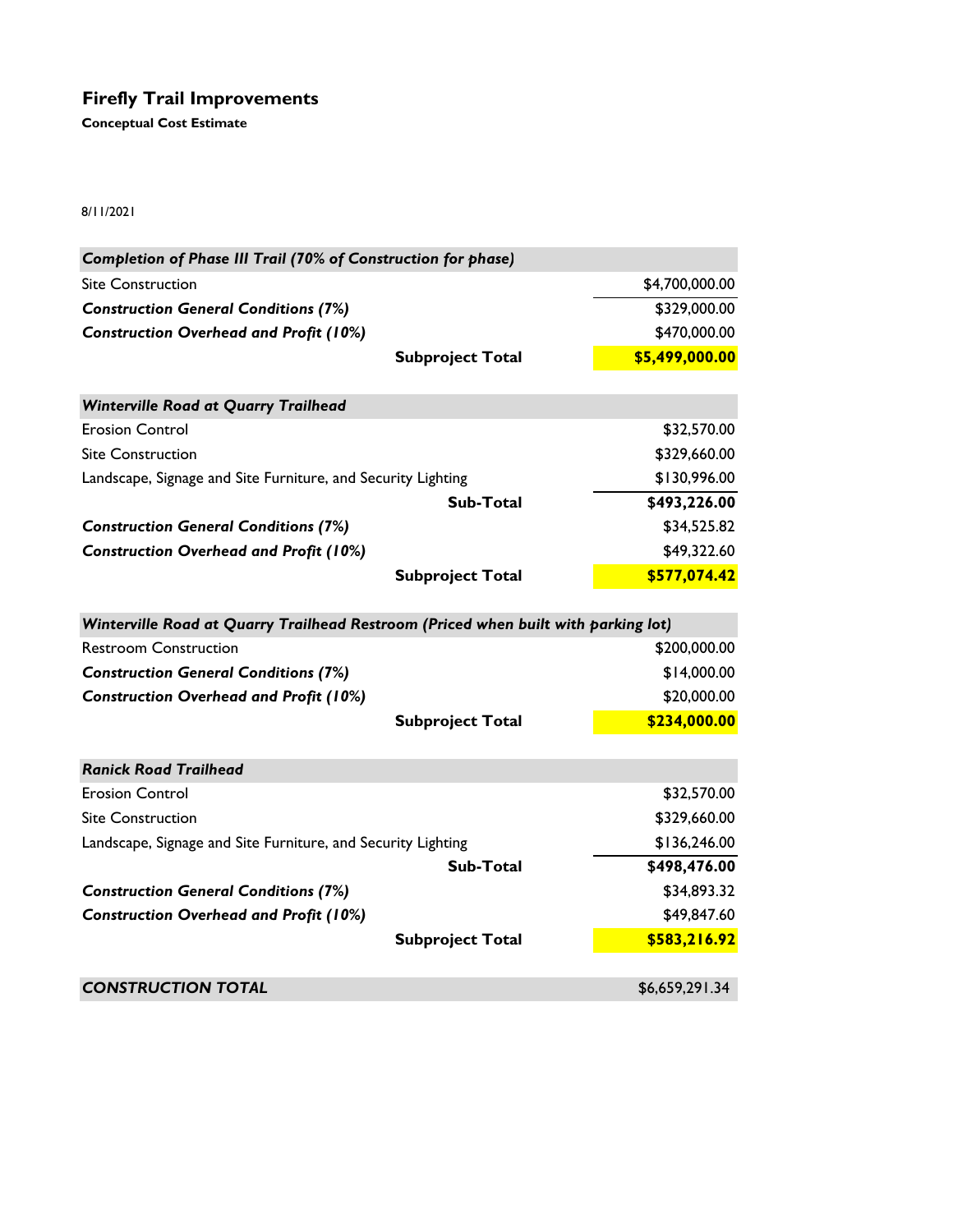# Firefly Trail Improvements

**Conceptual Cost Estimate**

8/11/2021

| | |
|---|---|
| ***Completion of Phase III Trail (70% of Construction for phase)*** | |
| Site Construction | $4,700,000.00 |
| ***Construction General Conditions (7%)*** | $329,000.00 |
| ***Construction Overhead and Profit (10%)*** | $470,000.00 |
| **Subproject Total** | **$5,499,000.00** |
| | |
| ***Winterville Road at Quarry Trailhead*** | |
| Erosion Control | $32,570.00 |
| Site Construction | $329,660.00 |
| Landscape, Signage and Site Furniture, and Security Lighting | $130,996.00 |
| **Sub-Total** | **$493,226.00** |
| ***Construction General Conditions (7%)*** | $34,525.82 |
| ***Construction Overhead and Profit (10%)*** | $49,322.60 |
| **Subproject Total** | **$577,074.42** |
| | |
| ***Winterville Road at Quarry Trailhead Restroom (Priced when built with parking lot)*** | |
| Restroom Construction | $200,000.00 |
| ***Construction General Conditions (7%)*** | $14,000.00 |
| ***Construction Overhead and Profit (10%)*** | $20,000.00 |
| **Subproject Total** | **$234,000.00** |
| | |
| ***Ranick Road Trailhead*** | |
| Erosion Control | $32,570.00 |
| Site Construction | $329,660.00 |
| Landscape, Signage and Site Furniture, and Security Lighting | $136,246.00 |
| **Sub-Total** | **$498,476.00** |
| ***Construction General Conditions (7%)*** | $34,893.32 |
| ***Construction Overhead and Profit (10%)*** | $49,847.60 |
| **Subproject Total** | **$583,216.92** |
| | |
| ***CONSTRUCTION TOTAL*** | $6,659,291.34 |